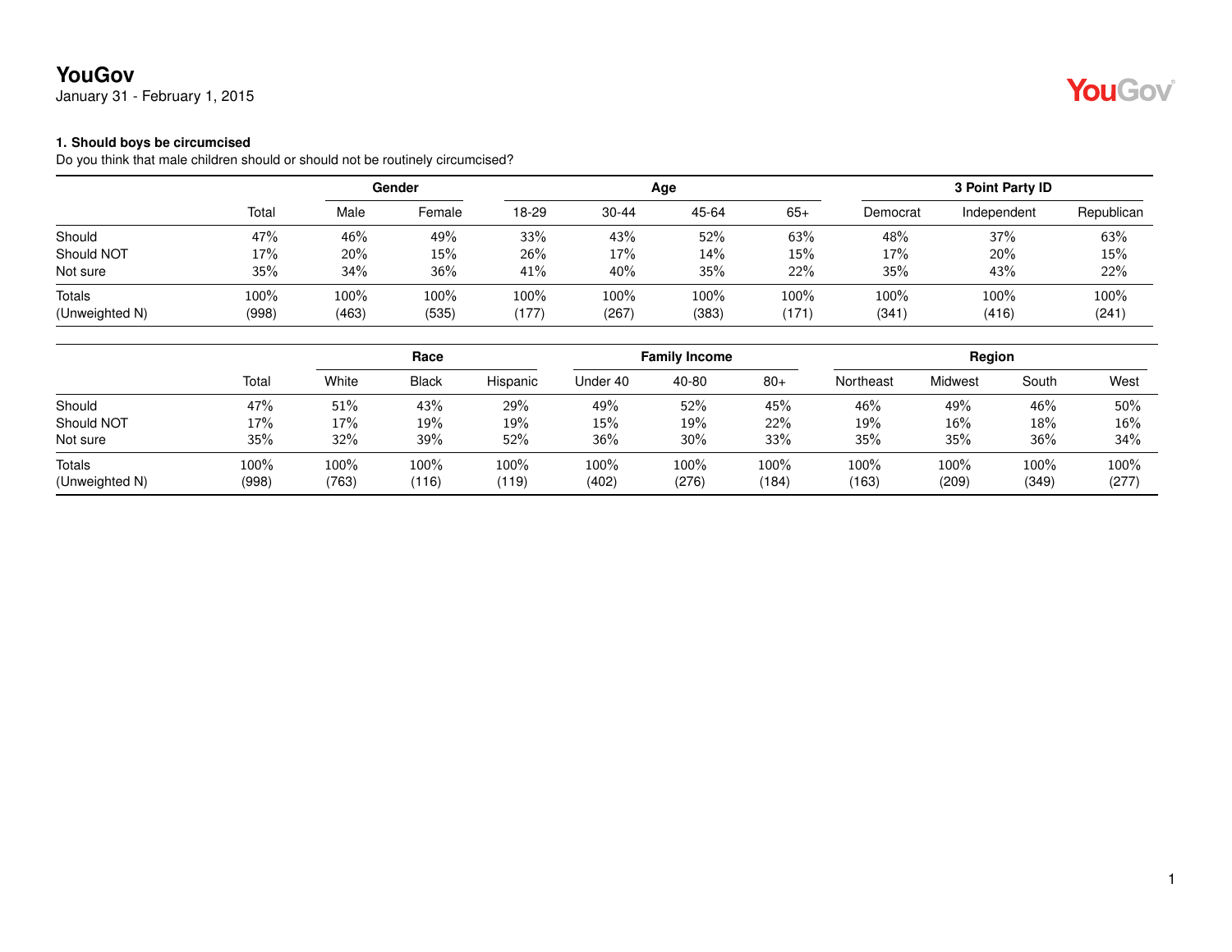# YouGov

January 31 - February 1, 2015

### 1. Should boys be circumcised

Do you think that male children should or should not be routinely circumcised?

| | | Gender | | Age | | | | 3 Point Party ID | | |
|---|---|---|---|---|---|---|---|---|---|---|
| | Total | Male | Female | 18-29 | 30-44 | 45-64 | 65+ | Democrat | Independent | Republican |
| Should | 47% | 46% | 49% | 33% | 43% | 52% | 63% | 48% | 37% | 63% |
| Should NOT | 17% | 20% | 15% | 26% | 17% | 14% | 15% | 17% | 20% | 15% |
| Not sure | 35% | 34% | 36% | 41% | 40% | 35% | 22% | 35% | 43% | 22% |
| Totals | 100% | 100% | 100% | 100% | 100% | 100% | 100% | 100% | 100% | 100% |
| (Unweighted N) | (998) | (463) | (535) | (177) | (267) | (383) | (171) | (341) | (416) | (241) |

| | | Race | | | Family Income | | | Region | | | |
|---|---|---|---|---|---|---|---|---|---|---|---|
| | Total | White | Black | Hispanic | Under 40 | 40-80 | 80+ | Northeast | Midwest | South | West |
| Should | 47% | 51% | 43% | 29% | 49% | 52% | 45% | 46% | 49% | 46% | 50% |
| Should NOT | 17% | 17% | 19% | 19% | 15% | 19% | 22% | 19% | 16% | 18% | 16% |
| Not sure | 35% | 32% | 39% | 52% | 36% | 30% | 33% | 35% | 35% | 36% | 34% |
| Totals | 100% | 100% | 100% | 100% | 100% | 100% | 100% | 100% | 100% | 100% | 100% |
| (Unweighted N) | (998) | (763) | (116) | (119) | (402) | (276) | (184) | (163) | (209) | (349) | (277) |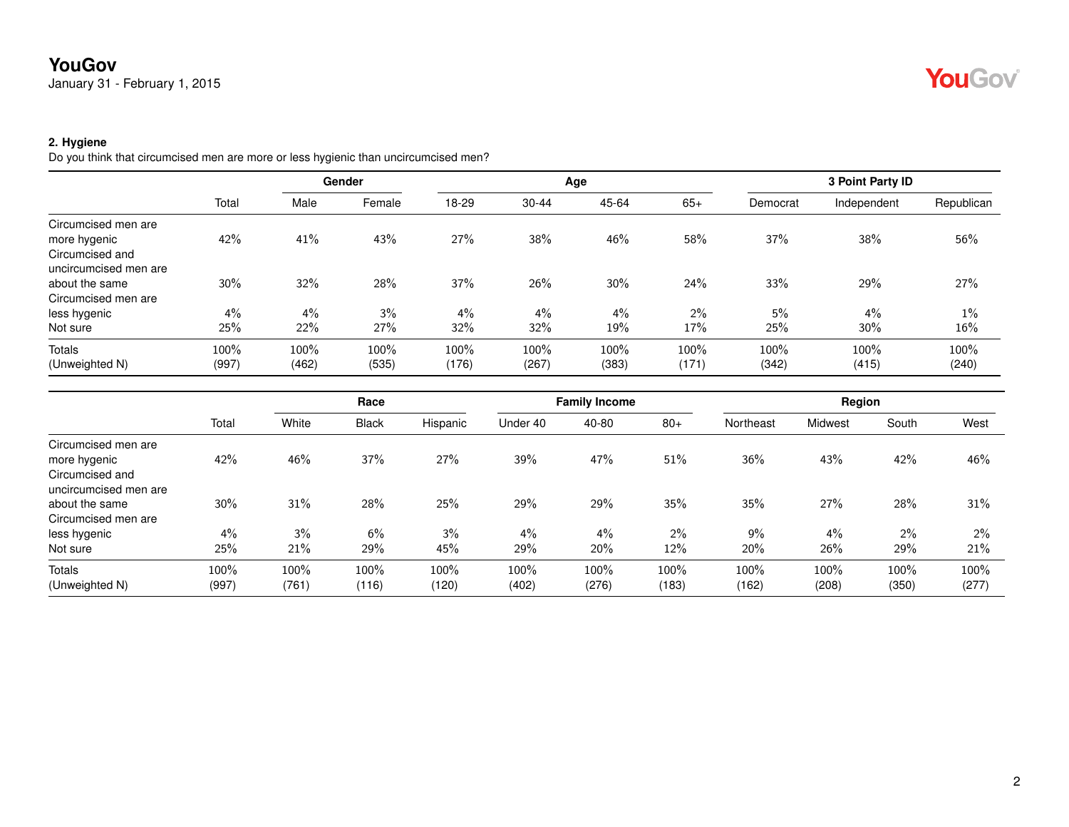## 2. Hygiene

Do you think that circumcised men are more or less hygienic than uncircumcised men?

| | | Gender | | Age | | | | 3 Point Party ID | | |
|---|---|---|---|---|---|---|---|---|---|---|
| | Total | Male | Female | 18-29 | 30-44 | 45-64 | 65+ | Democrat | Independent | Republican |
| Circumcised men are more hygenic | 42% | 41% | 43% | 27% | 38% | 46% | 58% | 37% | 38% | 56% |
| Circumcised and uncircumcised men are about the same | 30% | 32% | 28% | 37% | 26% | 30% | 24% | 33% | 29% | 27% |
| Circumcised men are less hygenic | 4% | 4% | 3% | 4% | 4% | 4% | 2% | 5% | 4% | 1% |
| Not sure | 25% | 22% | 27% | 32% | 32% | 19% | 17% | 25% | 30% | 16% |
| Totals | 100% | 100% | 100% | 100% | 100% | 100% | 100% | 100% | 100% | 100% |
| (Unweighted N) | (997) | (462) | (535) | (176) | (267) | (383) | (171) | (342) | (415) | (240) |

| | | Race | | | Family Income | | | Region | | | |
|---|---|---|---|---|---|---|---|---|---|---|---|
| | Total | White | Black | Hispanic | Under 40 | 40-80 | 80+ | Northeast | Midwest | South | West |
| Circumcised men are more hygenic | 42% | 46% | 37% | 27% | 39% | 47% | 51% | 36% | 43% | 42% | 46% |
| Circumcised and uncircumcised men are about the same | 30% | 31% | 28% | 25% | 29% | 29% | 35% | 35% | 27% | 28% | 31% |
| Circumcised men are less hygenic | 4% | 3% | 6% | 3% | 4% | 4% | 2% | 9% | 4% | 2% | 2% |
| Not sure | 25% | 21% | 29% | 45% | 29% | 20% | 12% | 20% | 26% | 29% | 21% |
| Totals | 100% | 100% | 100% | 100% | 100% | 100% | 100% | 100% | 100% | 100% | 100% |
| (Unweighted N) | (997) | (761) | (116) | (120) | (402) | (276) | (183) | (162) | (208) | (350) | (277) |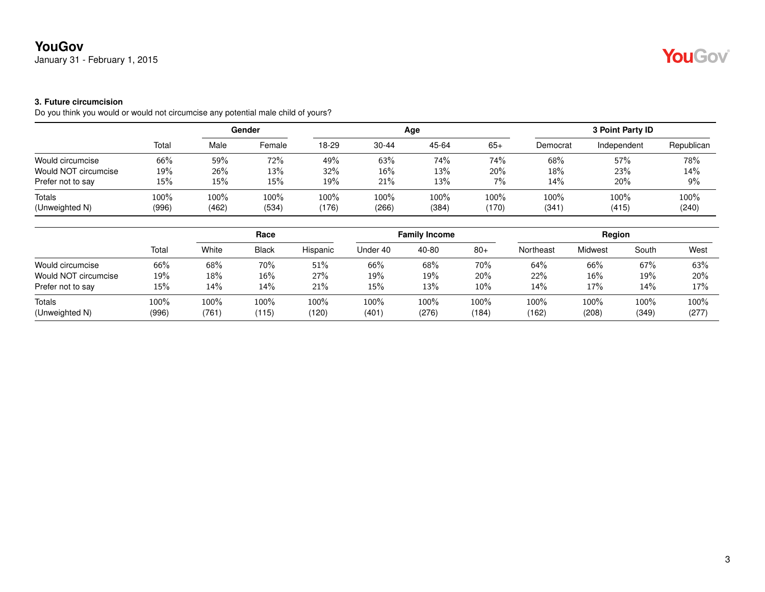**YouGov**
January 31 - February 1, 2015

### 3. Future circumcision

Do you think you would or would not circumcise any potential male child of yours?

| | | Gender | | Age | | | | 3 Point Party ID | | |
|---|---|---|---|---|---|---|---|---|---|---|
| | Total | Male | Female | 18-29 | 30-44 | 45-64 | 65+ | Democrat | Independent | Republican |
| Would circumcise | 66% | 59% | 72% | 49% | 63% | 74% | 74% | 68% | 57% | 78% |
| Would NOT circumcise | 19% | 26% | 13% | 32% | 16% | 13% | 20% | 18% | 23% | 14% |
| Prefer not to say | 15% | 15% | 15% | 19% | 21% | 13% | 7% | 14% | 20% | 9% |
| Totals | 100% | 100% | 100% | 100% | 100% | 100% | 100% | 100% | 100% | 100% |
| (Unweighted N) | (996) | (462) | (534) | (176) | (266) | (384) | (170) | (341) | (415) | (240) |

| | | Race | | | Family Income | | | Region | | | |
|---|---|---|---|---|---|---|---|---|---|---|---|
| | Total | White | Black | Hispanic | Under 40 | 40-80 | 80+ | Northeast | Midwest | South | West |
| Would circumcise | 66% | 68% | 70% | 51% | 66% | 68% | 70% | 64% | 66% | 67% | 63% |
| Would NOT circumcise | 19% | 18% | 16% | 27% | 19% | 19% | 20% | 22% | 16% | 19% | 20% |
| Prefer not to say | 15% | 14% | 14% | 21% | 15% | 13% | 10% | 14% | 17% | 14% | 17% |
| Totals | 100% | 100% | 100% | 100% | 100% | 100% | 100% | 100% | 100% | 100% | 100% |
| (Unweighted N) | (996) | (761) | (115) | (120) | (401) | (276) | (184) | (162) | (208) | (349) | (277) |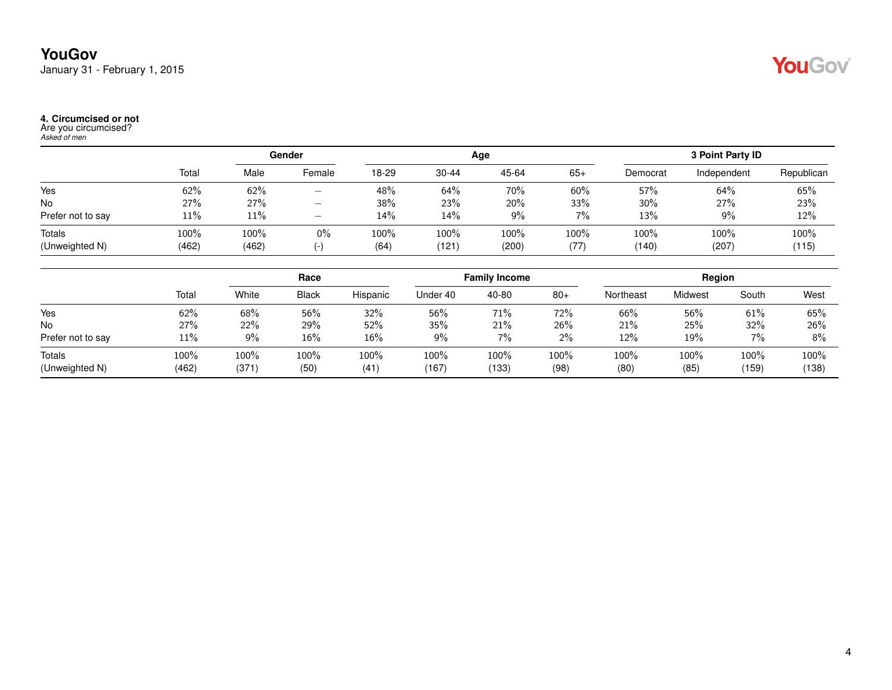**4. Circumcised or not**
Are you circumcised?
*Asked of men*

| | | Gender | | Age | | | | 3 Point Party ID | | |
|---|---|---|---|---|---|---|---|---|---|---|
| | Total | Male | Female | 18-29 | 30-44 | 45-64 | 65+ | Democrat | Independent | Republican |
| Yes | 62% | 62% | – | 48% | 64% | 70% | 60% | 57% | 64% | 65% |
| No | 27% | 27% | – | 38% | 23% | 20% | 33% | 30% | 27% | 23% |
| Prefer not to say | 11% | 11% | – | 14% | 14% | 9% | 7% | 13% | 9% | 12% |
| Totals | 100% | 100% | 0% | 100% | 100% | 100% | 100% | 100% | 100% | 100% |
| (Unweighted N) | (462) | (462) | (-) | (64) | (121) | (200) | (77) | (140) | (207) | (115) |

| | | Race | | | Family Income | | | Region | | | |
|---|---|---|---|---|---|---|---|---|---|---|---|
| | Total | White | Black | Hispanic | Under 40 | 40-80 | 80+ | Northeast | Midwest | South | West |
| Yes | 62% | 68% | 56% | 32% | 56% | 71% | 72% | 66% | 56% | 61% | 65% |
| No | 27% | 22% | 29% | 52% | 35% | 21% | 26% | 21% | 25% | 32% | 26% |
| Prefer not to say | 11% | 9% | 16% | 16% | 9% | 7% | 2% | 12% | 19% | 7% | 8% |
| Totals | 100% | 100% | 100% | 100% | 100% | 100% | 100% | 100% | 100% | 100% | 100% |
| (Unweighted N) | (462) | (371) | (50) | (41) | (167) | (133) | (98) | (80) | (85) | (159) | (138) |